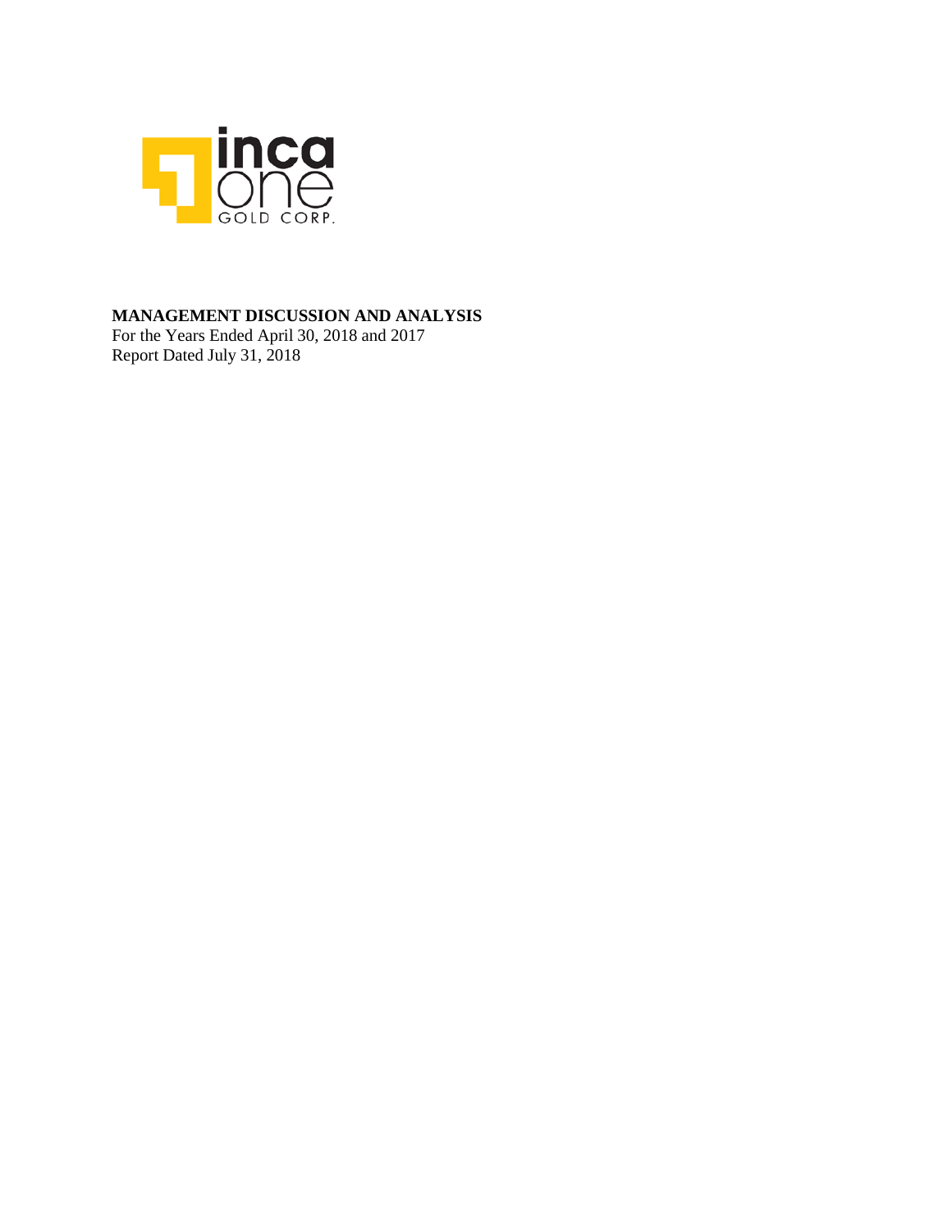inca one GOLD CORP.

**MANAGEMENT DISCUSSION AND ANALYSIS**

For the Years Ended April 30, 2018 and 2017

Report Dated July 31, 2018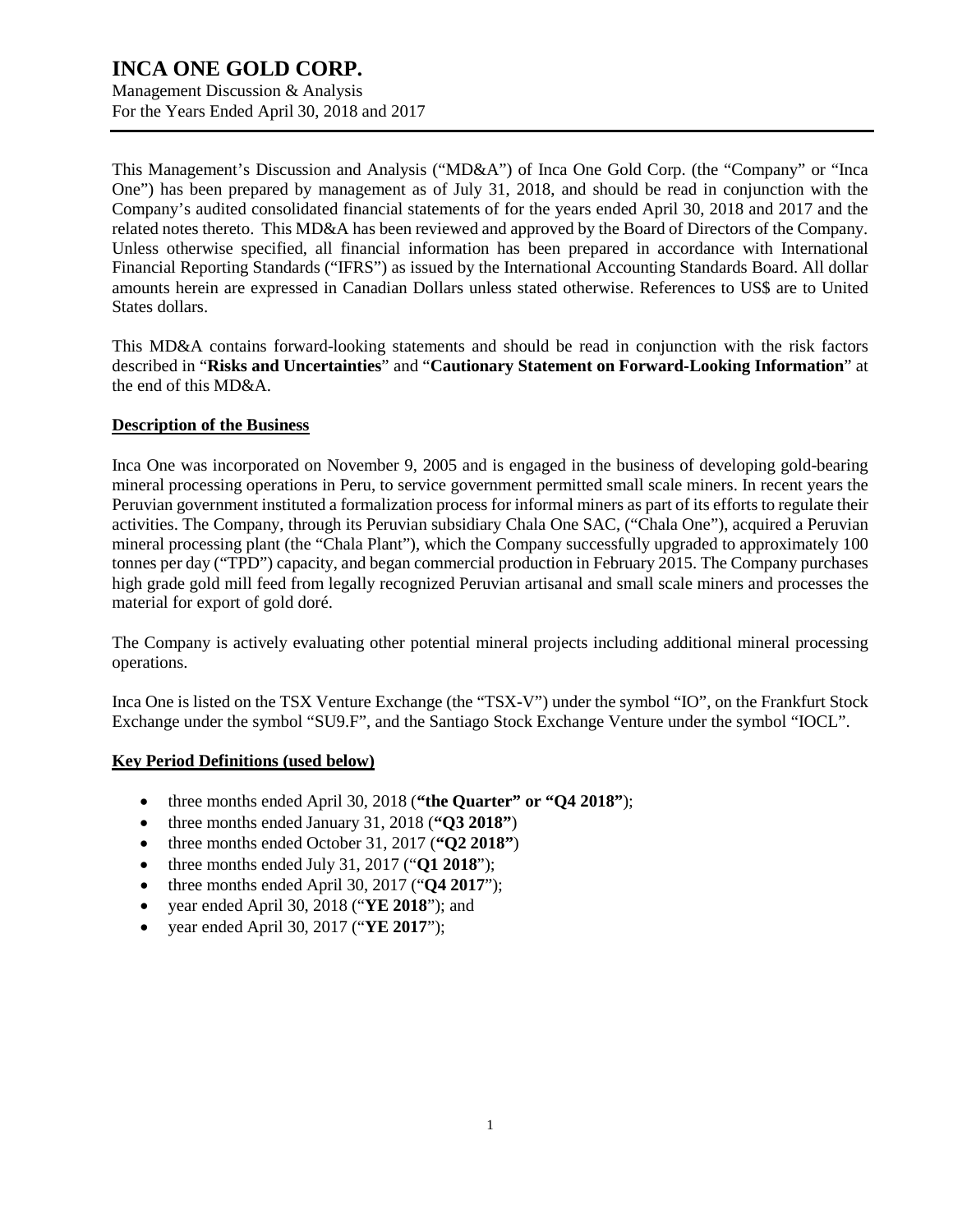# INCA ONE GOLD CORP.

Management Discussion & Analysis
For the Years Ended April 30, 2018 and 2017

This Management's Discussion and Analysis ("MD&A") of Inca One Gold Corp. (the "Company" or "Inca One") has been prepared by management as of July 31, 2018, and should be read in conjunction with the Company's audited consolidated financial statements of for the years ended April 30, 2018 and 2017 and the related notes thereto. This MD&A has been reviewed and approved by the Board of Directors of the Company. Unless otherwise specified, all financial information has been prepared in accordance with International Financial Reporting Standards ("IFRS") as issued by the International Accounting Standards Board. All dollar amounts herein are expressed in Canadian Dollars unless stated otherwise. References to US$ are to United States dollars.

This MD&A contains forward-looking statements and should be read in conjunction with the risk factors described in "**Risks and Uncertainties**" and "**Cautionary Statement on Forward-Looking Information**" at the end of this MD&A.

## Description of the Business

Inca One was incorporated on November 9, 2005 and is engaged in the business of developing gold-bearing mineral processing operations in Peru, to service government permitted small scale miners. In recent years the Peruvian government instituted a formalization process for informal miners as part of its efforts to regulate their activities. The Company, through its Peruvian subsidiary Chala One SAC, ("Chala One"), acquired a Peruvian mineral processing plant (the "Chala Plant"), which the Company successfully upgraded to approximately 100 tonnes per day ("TPD") capacity, and began commercial production in February 2015. The Company purchases high grade gold mill feed from legally recognized Peruvian artisanal and small scale miners and processes the material for export of gold doré.

The Company is actively evaluating other potential mineral projects including additional mineral processing operations.

Inca One is listed on the TSX Venture Exchange (the "TSX-V") under the symbol "IO", on the Frankfurt Stock Exchange under the symbol "SU9.F", and the Santiago Stock Exchange Venture under the symbol "IOCL".

## Key Period Definitions (used below)

- three months ended April 30, 2018 (**"the Quarter" or "Q4 2018"**);
- three months ended January 31, 2018 (**"Q3 2018"**)
- three months ended October 31, 2017 (**"Q2 2018"**)
- three months ended July 31, 2017 ("**Q1 2018**");
- three months ended April 30, 2017 ("**Q4 2017**");
- year ended April 30, 2018 ("**YE 2018**"); and
- year ended April 30, 2017 ("**YE 2017**");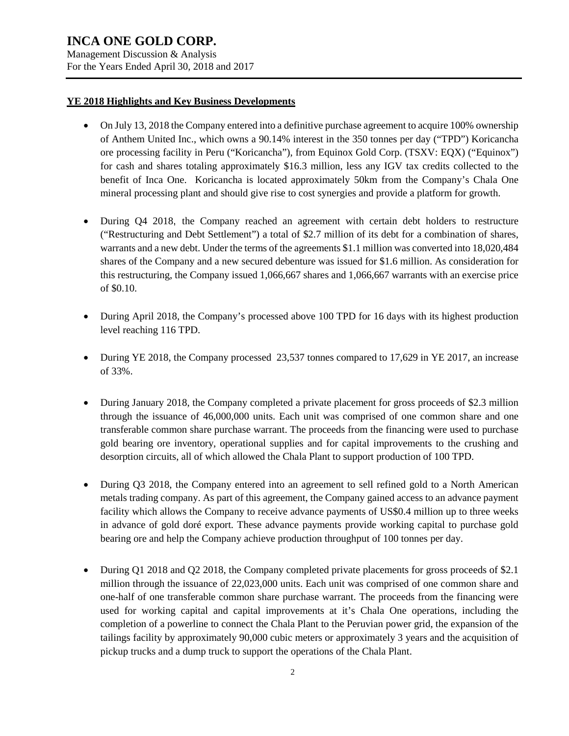**YE 2018 Highlights and Key Business Developments**

- On July 13, 2018 the Company entered into a definitive purchase agreement to acquire 100% ownership of Anthem United Inc., which owns a 90.14% interest in the 350 tonnes per day ("TPD") Koricancha ore processing facility in Peru ("Koricancha"), from Equinox Gold Corp. (TSXV: EQX) ("Equinox") for cash and shares totaling approximately $16.3 million, less any IGV tax credits collected to the benefit of Inca One. Koricancha is located approximately 50km from the Company's Chala One mineral processing plant and should give rise to cost synergies and provide a platform for growth.

- During Q4 2018, the Company reached an agreement with certain debt holders to restructure ("Restructuring and Debt Settlement") a total of $2.7 million of its debt for a combination of shares, warrants and a new debt. Under the terms of the agreements $1.1 million was converted into 18,020,484 shares of the Company and a new secured debenture was issued for $1.6 million. As consideration for this restructuring, the Company issued 1,066,667 shares and 1,066,667 warrants with an exercise price of $0.10.

- During April 2018, the Company's processed above 100 TPD for 16 days with its highest production level reaching 116 TPD.

- During YE 2018, the Company processed 23,537 tonnes compared to 17,629 in YE 2017, an increase of 33%.

- During January 2018, the Company completed a private placement for gross proceeds of $2.3 million through the issuance of 46,000,000 units. Each unit was comprised of one common share and one transferable common share purchase warrant. The proceeds from the financing were used to purchase gold bearing ore inventory, operational supplies and for capital improvements to the crushing and desorption circuits, all of which allowed the Chala Plant to support production of 100 TPD.

- During Q3 2018, the Company entered into an agreement to sell refined gold to a North American metals trading company. As part of this agreement, the Company gained access to an advance payment facility which allows the Company to receive advance payments of US$0.4 million up to three weeks in advance of gold doré export. These advance payments provide working capital to purchase gold bearing ore and help the Company achieve production throughput of 100 tonnes per day.

- During Q1 2018 and Q2 2018, the Company completed private placements for gross proceeds of $2.1 million through the issuance of 22,023,000 units. Each unit was comprised of one common share and one-half of one transferable common share purchase warrant. The proceeds from the financing were used for working capital and capital improvements at it's Chala One operations, including the completion of a powerline to connect the Chala Plant to the Peruvian power grid, the expansion of the tailings facility by approximately 90,000 cubic meters or approximately 3 years and the acquisition of pickup trucks and a dump truck to support the operations of the Chala Plant.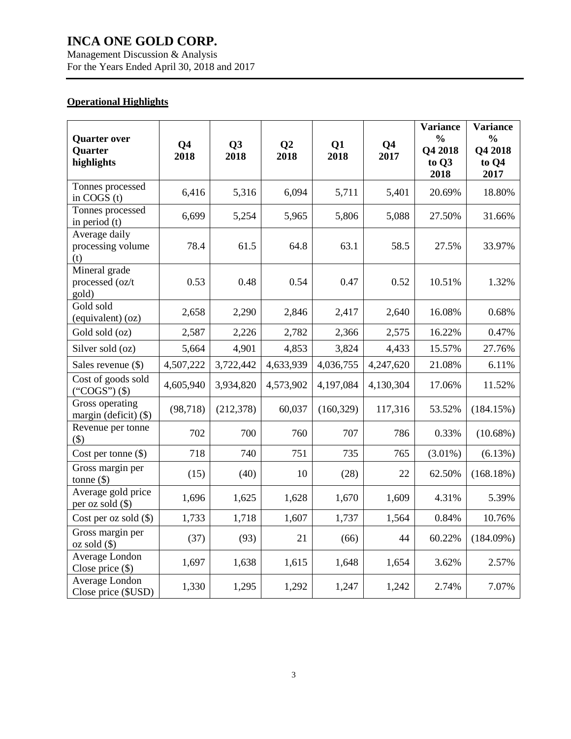# INCA ONE GOLD CORP.

Management Discussion & Analysis
For the Years Ended April 30, 2018 and 2017

## Operational Highlights

| Quarter over Quarter highlights | Q4 2018 | Q3 2018 | Q2 2018 | Q1 2018 | Q4 2017 | Variance % Q4 2018 to Q3 2018 | Variance % Q4 2018 to Q4 2017 |
|---|---|---|---|---|---|---|---|
| Tonnes processed in COGS (t) | 6,416 | 5,316 | 6,094 | 5,711 | 5,401 | 20.69% | 18.80% |
| Tonnes processed in period (t) | 6,699 | 5,254 | 5,965 | 5,806 | 5,088 | 27.50% | 31.66% |
| Average daily processing volume (t) | 78.4 | 61.5 | 64.8 | 63.1 | 58.5 | 27.5% | 33.97% |
| Mineral grade processed (oz/t gold) | 0.53 | 0.48 | 0.54 | 0.47 | 0.52 | 10.51% | 1.32% |
| Gold sold (equivalent) (oz) | 2,658 | 2,290 | 2,846 | 2,417 | 2,640 | 16.08% | 0.68% |
| Gold sold (oz) | 2,587 | 2,226 | 2,782 | 2,366 | 2,575 | 16.22% | 0.47% |
| Silver sold (oz) | 5,664 | 4,901 | 4,853 | 3,824 | 4,433 | 15.57% | 27.76% |
| Sales revenue ($) | 4,507,222 | 3,722,442 | 4,633,939 | 4,036,755 | 4,247,620 | 21.08% | 6.11% |
| Cost of goods sold ("COGS") ($) | 4,605,940 | 3,934,820 | 4,573,902 | 4,197,084 | 4,130,304 | 17.06% | 11.52% |
| Gross operating margin (deficit) ($) | (98,718) | (212,378) | 60,037 | (160,329) | 117,316 | 53.52% | (184.15%) |
| Revenue per tonne ($) | 702 | 700 | 760 | 707 | 786 | 0.33% | (10.68%) |
| Cost per tonne ($) | 718 | 740 | 751 | 735 | 765 | (3.01%) | (6.13%) |
| Gross margin per tonne ($) | (15) | (40) | 10 | (28) | 22 | 62.50% | (168.18%) |
| Average gold price per oz sold ($) | 1,696 | 1,625 | 1,628 | 1,670 | 1,609 | 4.31% | 5.39% |
| Cost per oz sold ($) | 1,733 | 1,718 | 1,607 | 1,737 | 1,564 | 0.84% | 10.76% |
| Gross margin per oz sold ($) | (37) | (93) | 21 | (66) | 44 | 60.22% | (184.09%) |
| Average London Close price ($) | 1,697 | 1,638 | 1,615 | 1,648 | 1,654 | 3.62% | 2.57% |
| Average London Close price ($USD) | 1,330 | 1,295 | 1,292 | 1,247 | 1,242 | 2.74% | 7.07% |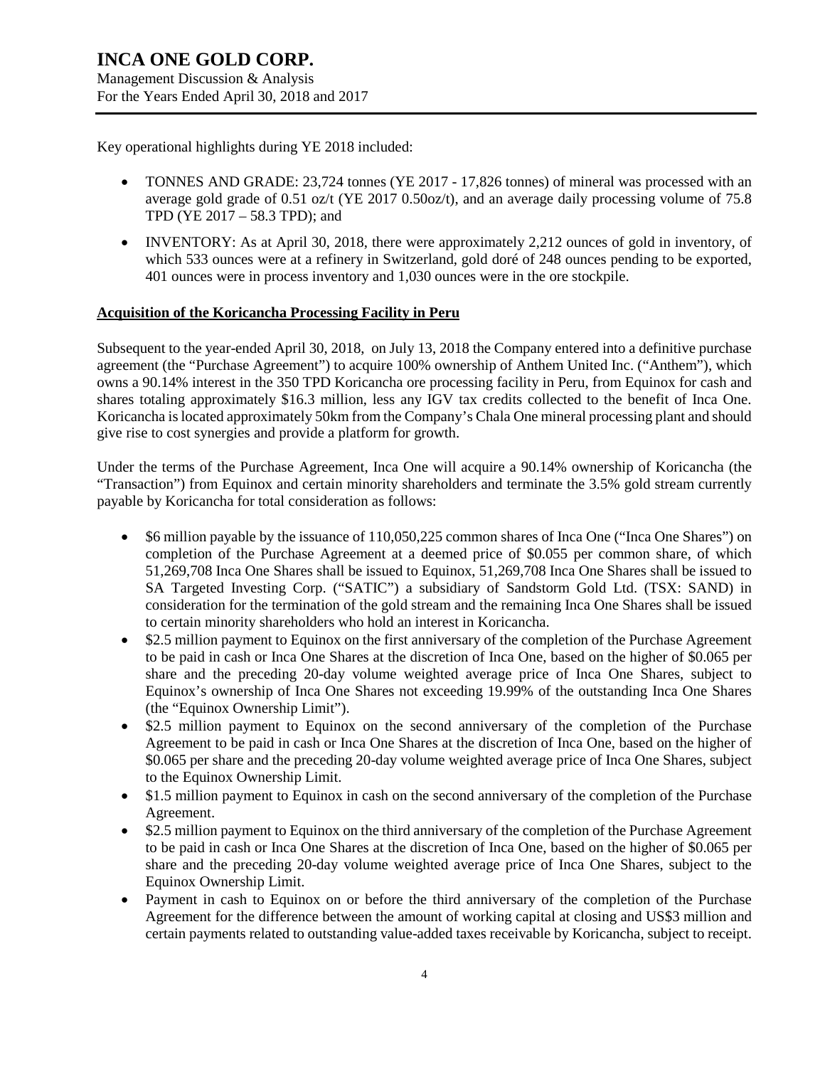Key operational highlights during YE 2018 included:

- TONNES AND GRADE: 23,724 tonnes (YE 2017 - 17,826 tonnes) of mineral was processed with an average gold grade of 0.51 oz/t (YE 2017 0.50oz/t), and an average daily processing volume of 75.8 TPD (YE 2017 – 58.3 TPD); and
- INVENTORY: As at April 30, 2018, there were approximately 2,212 ounces of gold in inventory, of which 533 ounces were at a refinery in Switzerland, gold doré of 248 ounces pending to be exported, 401 ounces were in process inventory and 1,030 ounces were in the ore stockpile.

**Acquisition of the Koricancha Processing Facility in Peru**

Subsequent to the year-ended April 30, 2018, on July 13, 2018 the Company entered into a definitive purchase agreement (the "Purchase Agreement") to acquire 100% ownership of Anthem United Inc. ("Anthem"), which owns a 90.14% interest in the 350 TPD Koricancha ore processing facility in Peru, from Equinox for cash and shares totaling approximately $16.3 million, less any IGV tax credits collected to the benefit of Inca One. Koricancha is located approximately 50km from the Company's Chala One mineral processing plant and should give rise to cost synergies and provide a platform for growth.

Under the terms of the Purchase Agreement, Inca One will acquire a 90.14% ownership of Koricancha (the "Transaction") from Equinox and certain minority shareholders and terminate the 3.5% gold stream currently payable by Koricancha for total consideration as follows:

- $6 million payable by the issuance of 110,050,225 common shares of Inca One ("Inca One Shares") on completion of the Purchase Agreement at a deemed price of $0.055 per common share, of which 51,269,708 Inca One Shares shall be issued to Equinox, 51,269,708 Inca One Shares shall be issued to SA Targeted Investing Corp. ("SATIC") a subsidiary of Sandstorm Gold Ltd. (TSX: SAND) in consideration for the termination of the gold stream and the remaining Inca One Shares shall be issued to certain minority shareholders who hold an interest in Koricancha.
- $2.5 million payment to Equinox on the first anniversary of the completion of the Purchase Agreement to be paid in cash or Inca One Shares at the discretion of Inca One, based on the higher of $0.065 per share and the preceding 20-day volume weighted average price of Inca One Shares, subject to Equinox's ownership of Inca One Shares not exceeding 19.99% of the outstanding Inca One Shares (the "Equinox Ownership Limit").
- $2.5 million payment to Equinox on the second anniversary of the completion of the Purchase Agreement to be paid in cash or Inca One Shares at the discretion of Inca One, based on the higher of $0.065 per share and the preceding 20-day volume weighted average price of Inca One Shares, subject to the Equinox Ownership Limit.
- $1.5 million payment to Equinox in cash on the second anniversary of the completion of the Purchase Agreement.
- $2.5 million payment to Equinox on the third anniversary of the completion of the Purchase Agreement to be paid in cash or Inca One Shares at the discretion of Inca One, based on the higher of $0.065 per share and the preceding 20-day volume weighted average price of Inca One Shares, subject to the Equinox Ownership Limit.
- Payment in cash to Equinox on or before the third anniversary of the completion of the Purchase Agreement for the difference between the amount of working capital at closing and US$3 million and certain payments related to outstanding value-added taxes receivable by Koricancha, subject to receipt.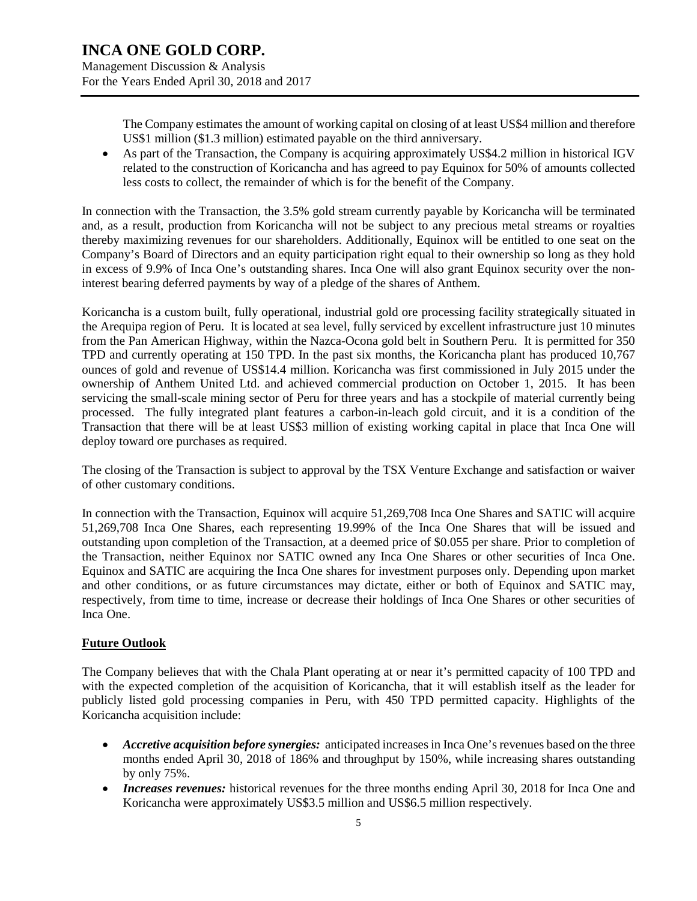The Company estimates the amount of working capital on closing of at least US$4 million and therefore US$1 million ($1.3 million) estimated payable on the third anniversary.

- As part of the Transaction, the Company is acquiring approximately US$4.2 million in historical IGV related to the construction of Koricancha and has agreed to pay Equinox for 50% of amounts collected less costs to collect, the remainder of which is for the benefit of the Company.

In connection with the Transaction, the 3.5% gold stream currently payable by Koricancha will be terminated and, as a result, production from Koricancha will not be subject to any precious metal streams or royalties thereby maximizing revenues for our shareholders. Additionally, Equinox will be entitled to one seat on the Company's Board of Directors and an equity participation right equal to their ownership so long as they hold in excess of 9.9% of Inca One's outstanding shares. Inca One will also grant Equinox security over the non-interest bearing deferred payments by way of a pledge of the shares of Anthem.

Koricancha is a custom built, fully operational, industrial gold ore processing facility strategically situated in the Arequipa region of Peru. It is located at sea level, fully serviced by excellent infrastructure just 10 minutes from the Pan American Highway, within the Nazca-Ocona gold belt in Southern Peru. It is permitted for 350 TPD and currently operating at 150 TPD. In the past six months, the Koricancha plant has produced 10,767 ounces of gold and revenue of US$14.4 million. Koricancha was first commissioned in July 2015 under the ownership of Anthem United Ltd. and achieved commercial production on October 1, 2015. It has been servicing the small-scale mining sector of Peru for three years and has a stockpile of material currently being processed. The fully integrated plant features a carbon-in-leach gold circuit, and it is a condition of the Transaction that there will be at least US$3 million of existing working capital in place that Inca One will deploy toward ore purchases as required.

The closing of the Transaction is subject to approval by the TSX Venture Exchange and satisfaction or waiver of other customary conditions.

In connection with the Transaction, Equinox will acquire 51,269,708 Inca One Shares and SATIC will acquire 51,269,708 Inca One Shares, each representing 19.99% of the Inca One Shares that will be issued and outstanding upon completion of the Transaction, at a deemed price of $0.055 per share. Prior to completion of the Transaction, neither Equinox nor SATIC owned any Inca One Shares or other securities of Inca One. Equinox and SATIC are acquiring the Inca One shares for investment purposes only. Depending upon market and other conditions, or as future circumstances may dictate, either or both of Equinox and SATIC may, respectively, from time to time, increase or decrease their holdings of Inca One Shares or other securities of Inca One.

## Future Outlook

The Company believes that with the Chala Plant operating at or near it's permitted capacity of 100 TPD and with the expected completion of the acquisition of Koricancha, that it will establish itself as the leader for publicly listed gold processing companies in Peru, with 450 TPD permitted capacity. Highlights of the Koricancha acquisition include:

- ***Accretive acquisition before synergies:*** anticipated increases in Inca One's revenues based on the three months ended April 30, 2018 of 186% and throughput by 150%, while increasing shares outstanding by only 75%.
- ***Increases revenues:*** historical revenues for the three months ending April 30, 2018 for Inca One and Koricancha were approximately US$3.5 million and US$6.5 million respectively.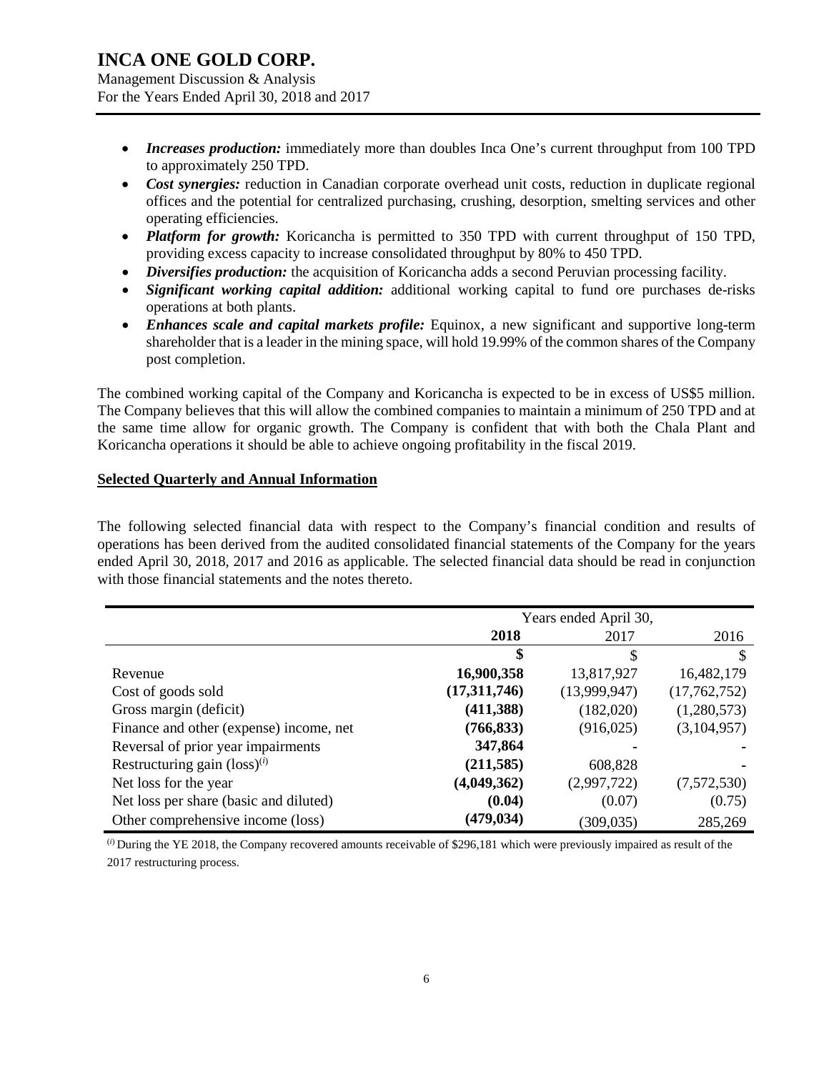- ***Increases production:*** immediately more than doubles Inca One's current throughput from 100 TPD to approximately 250 TPD.
- ***Cost synergies:*** reduction in Canadian corporate overhead unit costs, reduction in duplicate regional offices and the potential for centralized purchasing, crushing, desorption, smelting services and other operating efficiencies.
- ***Platform for growth:*** Koricancha is permitted to 350 TPD with current throughput of 150 TPD, providing excess capacity to increase consolidated throughput by 80% to 450 TPD.
- ***Diversifies production:*** the acquisition of Koricancha adds a second Peruvian processing facility.
- ***Significant working capital addition:*** additional working capital to fund ore purchases de-risks operations at both plants.
- ***Enhances scale and capital markets profile:*** Equinox, a new significant and supportive long-term shareholder that is a leader in the mining space, will hold 19.99% of the common shares of the Company post completion.

The combined working capital of the Company and Koricancha is expected to be in excess of US$5 million. The Company believes that this will allow the combined companies to maintain a minimum of 250 TPD and at the same time allow for organic growth. The Company is confident that with both the Chala Plant and Koricancha operations it should be able to achieve ongoing profitability in the fiscal 2019.

## Selected Quarterly and Annual Information

The following selected financial data with respect to the Company's financial condition and results of operations has been derived from the audited consolidated financial statements of the Company for the years ended April 30, 2018, 2017 and 2016 as applicable. The selected financial data should be read in conjunction with those financial statements and the notes thereto.

| | Years ended April 30, | | |
|---|---|---|---|
| | **2018** | 2017 | 2016 |
| | **$** | $ | $ |
| Revenue | **16,900,358** | 13,817,927 | 16,482,179 |
| Cost of goods sold | **(17,311,746)** | (13,999,947) | (17,762,752) |
| Gross margin (deficit) | **(411,388)** | (182,020) | (1,280,573) |
| Finance and other (expense) income, net | **(766,833)** | (916,025) | (3,104,957) |
| Reversal of prior year impairments | **347,864** | - | - |
| Restructuring gain (loss)[(i)] | **(211,585)** | 608,828 | - |
| Net loss for the year | **(4,049,362)** | (2,997,722) | (7,572,530) |
| Net loss per share (basic and diluted) | **(0.04)** | (0.07) | (0.75) |
| Other comprehensive income (loss) | **(479,034)** | (309,035) | 285,269 |

[(i)] During the YE 2018, the Company recovered amounts receivable of $296,181 which were previously impaired as result of the 2017 restructuring process.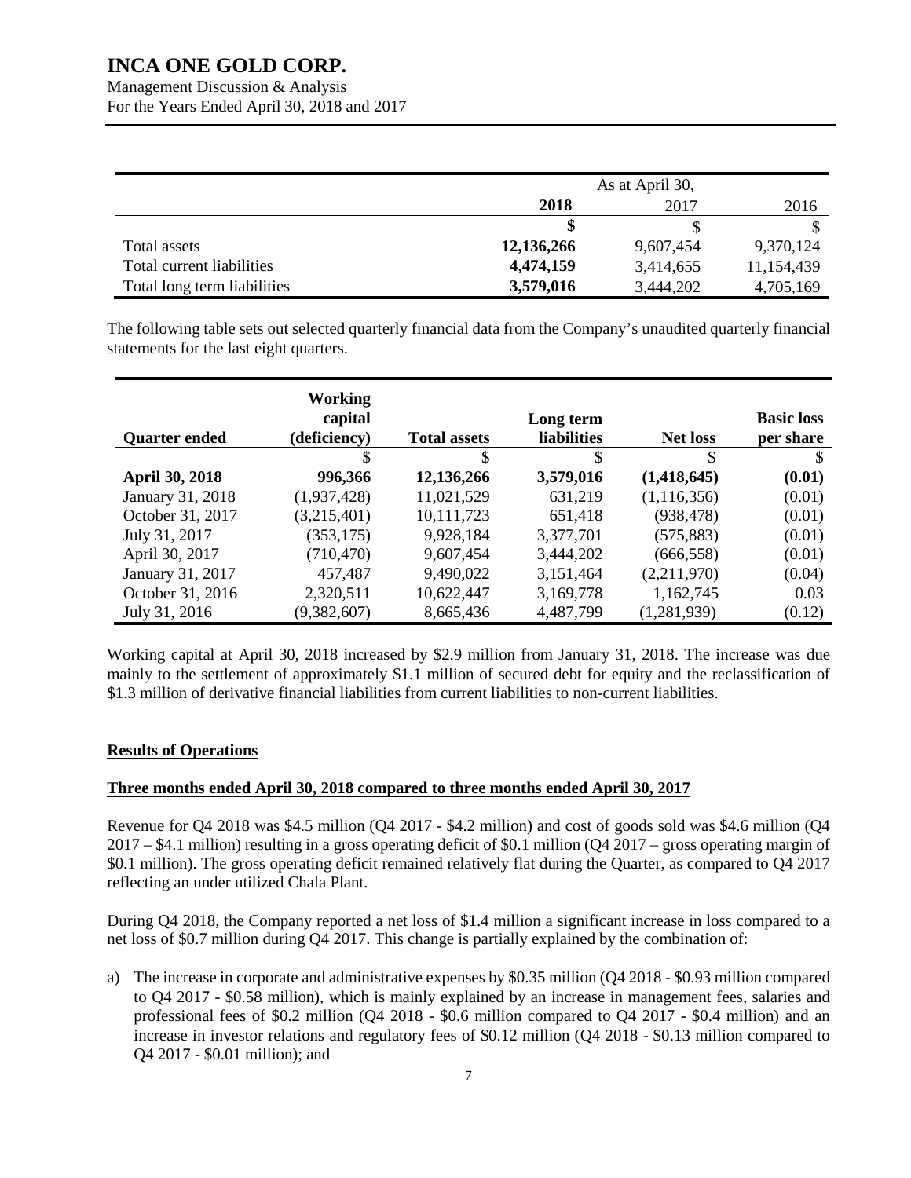| | As at April 30, | | |
|---|---|---|---|
| | **2018** | 2017 | 2016 |
| | **$** | $ | $ |
| Total assets | **12,136,266** | 9,607,454 | 9,370,124 |
| Total current liabilities | **4,474,159** | 3,414,655 | 11,154,439 |
| Total long term liabilities | **3,579,016** | 3,444,202 | 4,705,169 |

The following table sets out selected quarterly financial data from the Company's unaudited quarterly financial statements for the last eight quarters.

| Quarter ended | Working capital (deficiency) | Total assets | Long term liabilities | Net loss | Basic loss per share |
|---|---|---|---|---|---|
| | $ | $ | $ | $ | $ |
| **April 30, 2018** | **996,366** | **12,136,266** | **3,579,016** | **(1,418,645)** | **(0.01)** |
| January 31, 2018 | (1,937,428) | 11,021,529 | 631,219 | (1,116,356) | (0.01) |
| October 31, 2017 | (3,215,401) | 10,111,723 | 651,418 | (938,478) | (0.01) |
| July 31, 2017 | (353,175) | 9,928,184 | 3,377,701 | (575,883) | (0.01) |
| April 30, 2017 | (710,470) | 9,607,454 | 3,444,202 | (666,558) | (0.01) |
| January 31, 2017 | 457,487 | 9,490,022 | 3,151,464 | (2,211,970) | (0.04) |
| October 31, 2016 | 2,320,511 | 10,622,447 | 3,169,778 | 1,162,745 | 0.03 |
| July 31, 2016 | (9,382,607) | 8,665,436 | 4,487,799 | (1,281,939) | (0.12) |

Working capital at April 30, 2018 increased by $2.9 million from January 31, 2018. The increase was due mainly to the settlement of approximately $1.1 million of secured debt for equity and the reclassification of $1.3 million of derivative financial liabilities from current liabilities to non-current liabilities.

## Results of Operations

### Three months ended April 30, 2018 compared to three months ended April 30, 2017

Revenue for Q4 2018 was $4.5 million (Q4 2017 - $4.2 million) and cost of goods sold was $4.6 million (Q4 2017 – $4.1 million) resulting in a gross operating deficit of $0.1 million (Q4 2017 – gross operating margin of $0.1 million). The gross operating deficit remained relatively flat during the Quarter, as compared to Q4 2017 reflecting an under utilized Chala Plant.

During Q4 2018, the Company reported a net loss of $1.4 million a significant increase in loss compared to a net loss of $0.7 million during Q4 2017. This change is partially explained by the combination of:

a) The increase in corporate and administrative expenses by $0.35 million (Q4 2018 - $0.93 million compared to Q4 2017 - $0.58 million), which is mainly explained by an increase in management fees, salaries and professional fees of $0.2 million (Q4 2018 - $0.6 million compared to Q4 2017 - $0.4 million) and an increase in investor relations and regulatory fees of $0.12 million (Q4 2018 - $0.13 million compared to Q4 2017 - $0.01 million); and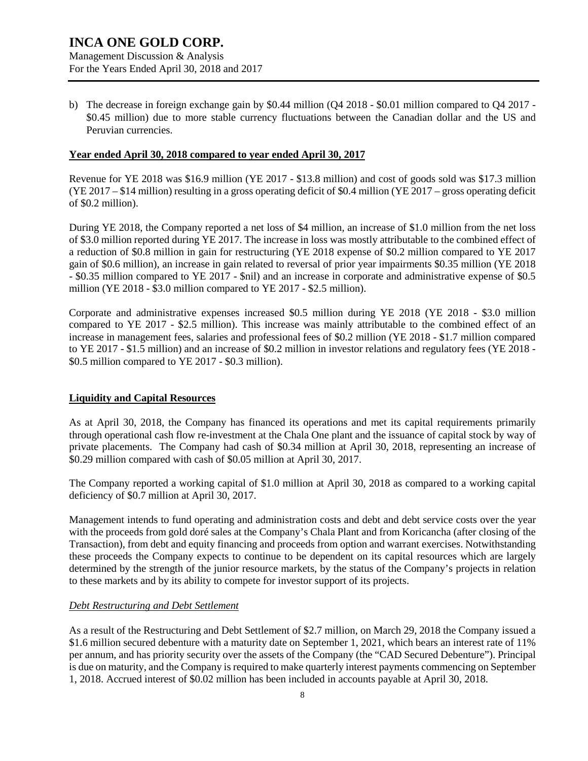b) The decrease in foreign exchange gain by $0.44 million (Q4 2018 - $0.01 million compared to Q4 2017 - $0.45 million) due to more stable currency fluctuations between the Canadian dollar and the US and Peruvian currencies.

**Year ended April 30, 2018 compared to year ended April 30, 2017**

Revenue for YE 2018 was $16.9 million (YE 2017 - $13.8 million) and cost of goods sold was $17.3 million (YE 2017 – $14 million) resulting in a gross operating deficit of $0.4 million (YE 2017 – gross operating deficit of $0.2 million).

During YE 2018, the Company reported a net loss of $4 million, an increase of $1.0 million from the net loss of $3.0 million reported during YE 2017. The increase in loss was mostly attributable to the combined effect of a reduction of $0.8 million in gain for restructuring (YE 2018 expense of $0.2 million compared to YE 2017 gain of $0.6 million), an increase in gain related to reversal of prior year impairments $0.35 million (YE 2018 - $0.35 million compared to YE 2017 - $nil) and an increase in corporate and administrative expense of $0.5 million (YE 2018 - $3.0 million compared to YE 2017 - $2.5 million).

Corporate and administrative expenses increased $0.5 million during YE 2018 (YE 2018 - $3.0 million compared to YE 2017 - $2.5 million). This increase was mainly attributable to the combined effect of an increase in management fees, salaries and professional fees of $0.2 million (YE 2018 - $1.7 million compared to YE 2017 - $1.5 million) and an increase of $0.2 million in investor relations and regulatory fees (YE 2018 - $0.5 million compared to YE 2017 - $0.3 million).

## Liquidity and Capital Resources

As at April 30, 2018, the Company has financed its operations and met its capital requirements primarily through operational cash flow re-investment at the Chala One plant and the issuance of capital stock by way of private placements. The Company had cash of $0.34 million at April 30, 2018, representing an increase of $0.29 million compared with cash of $0.05 million at April 30, 2017.

The Company reported a working capital of $1.0 million at April 30, 2018 as compared to a working capital deficiency of $0.7 million at April 30, 2017.

Management intends to fund operating and administration costs and debt and debt service costs over the year with the proceeds from gold doré sales at the Company's Chala Plant and from Koricancha (after closing of the Transaction), from debt and equity financing and proceeds from option and warrant exercises. Notwithstanding these proceeds the Company expects to continue to be dependent on its capital resources which are largely determined by the strength of the junior resource markets, by the status of the Company's projects in relation to these markets and by its ability to compete for investor support of its projects.

### *Debt Restructuring and Debt Settlement*

As a result of the Restructuring and Debt Settlement of $2.7 million, on March 29, 2018 the Company issued a $1.6 million secured debenture with a maturity date on September 1, 2021, which bears an interest rate of 11% per annum, and has priority security over the assets of the Company (the "CAD Secured Debenture"). Principal is due on maturity, and the Company is required to make quarterly interest payments commencing on September 1, 2018. Accrued interest of $0.02 million has been included in accounts payable at April 30, 2018.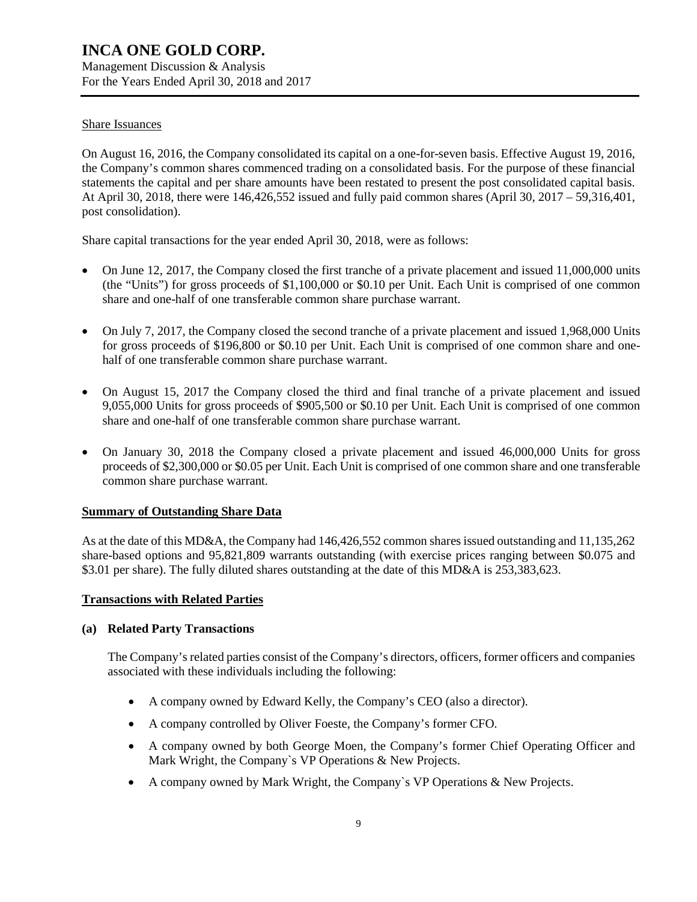Share Issuances

On August 16, 2016, the Company consolidated its capital on a one-for-seven basis. Effective August 19, 2016, the Company's common shares commenced trading on a consolidated basis. For the purpose of these financial statements the capital and per share amounts have been restated to present the post consolidated capital basis. At April 30, 2018, there were 146,426,552 issued and fully paid common shares (April 30, 2017 – 59,316,401, post consolidation).

Share capital transactions for the year ended April 30, 2018, were as follows:

- On June 12, 2017, the Company closed the first tranche of a private placement and issued 11,000,000 units (the "Units") for gross proceeds of $1,100,000 or $0.10 per Unit. Each Unit is comprised of one common share and one-half of one transferable common share purchase warrant.
- On July 7, 2017, the Company closed the second tranche of a private placement and issued 1,968,000 Units for gross proceeds of $196,800 or $0.10 per Unit. Each Unit is comprised of one common share and one-half of one transferable common share purchase warrant.
- On August 15, 2017 the Company closed the third and final tranche of a private placement and issued 9,055,000 Units for gross proceeds of $905,500 or $0.10 per Unit. Each Unit is comprised of one common share and one-half of one transferable common share purchase warrant.
- On January 30, 2018 the Company closed a private placement and issued 46,000,000 Units for gross proceeds of $2,300,000 or $0.05 per Unit. Each Unit is comprised of one common share and one transferable common share purchase warrant.

## Summary of Outstanding Share Data

As at the date of this MD&A, the Company had 146,426,552 common shares issued outstanding and 11,135,262 share-based options and 95,821,809 warrants outstanding (with exercise prices ranging between $0.075 and $3.01 per share). The fully diluted shares outstanding at the date of this MD&A is 253,383,623.

## Transactions with Related Parties

### (a) Related Party Transactions

The Company's related parties consist of the Company's directors, officers, former officers and companies associated with these individuals including the following:

- A company owned by Edward Kelly, the Company's CEO (also a director).
- A company controlled by Oliver Foeste, the Company's former CFO.
- A company owned by both George Moen, the Company's former Chief Operating Officer and Mark Wright, the Company`s VP Operations & New Projects.
- A company owned by Mark Wright, the Company`s VP Operations & New Projects.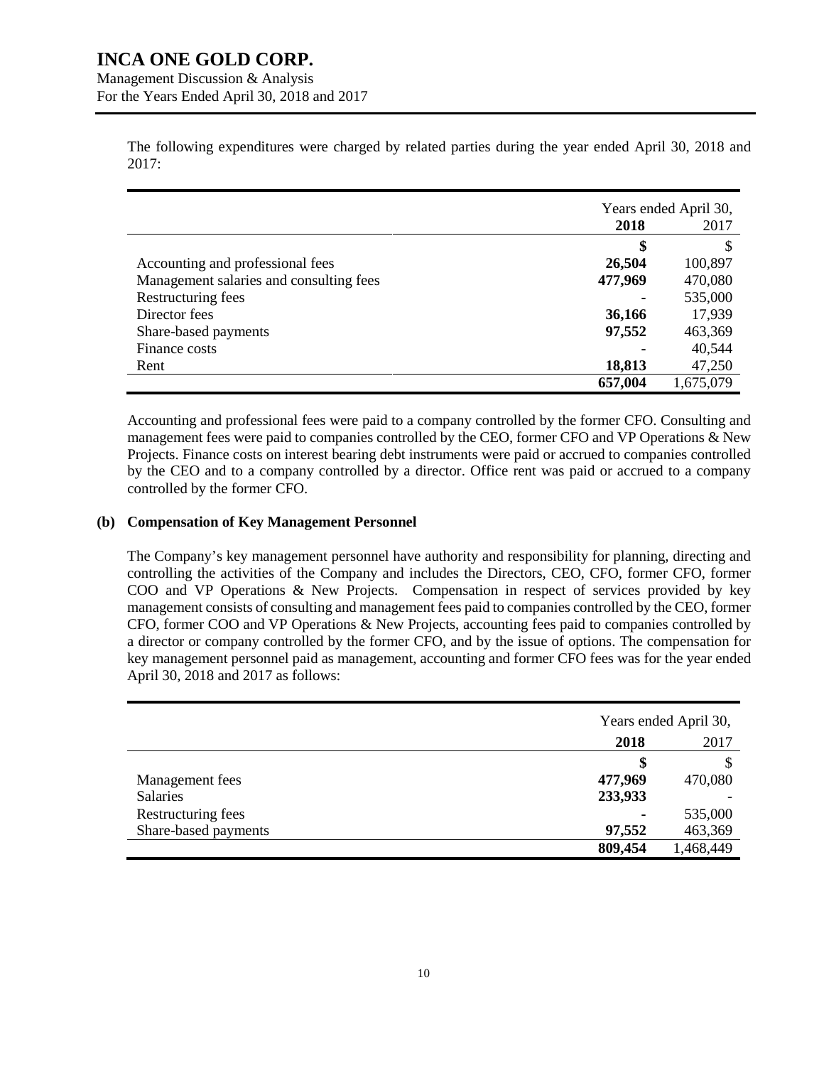The following expenditures were charged by related parties during the year ended April 30, 2018 and 2017:

| | Years ended April 30, | |
|---|---|---|
| | **2018** | 2017 |
| | **$** | $ |
| Accounting and professional fees | **26,504** | 100,897 |
| Management salaries and consulting fees | **477,969** | 470,080 |
| Restructuring fees | **-** | 535,000 |
| Director fees | **36,166** | 17,939 |
| Share-based payments | **97,552** | 463,369 |
| Finance costs | **-** | 40,544 |
| Rent | **18,813** | 47,250 |
| | **657,004** | 1,675,079 |

Accounting and professional fees were paid to a company controlled by the former CFO. Consulting and management fees were paid to companies controlled by the CEO, former CFO and VP Operations & New Projects. Finance costs on interest bearing debt instruments were paid or accrued to companies controlled by the CEO and to a company controlled by a director. Office rent was paid or accrued to a company controlled by the former CFO.

**(b) Compensation of Key Management Personnel**

The Company's key management personnel have authority and responsibility for planning, directing and controlling the activities of the Company and includes the Directors, CEO, CFO, former CFO, former COO and VP Operations & New Projects. Compensation in respect of services provided by key management consists of consulting and management fees paid to companies controlled by the CEO, former CFO, former COO and VP Operations & New Projects, accounting fees paid to companies controlled by a director or company controlled by the former CFO, and by the issue of options. The compensation for key management personnel paid as management, accounting and former CFO fees was for the year ended April 30, 2018 and 2017 as follows:

| | Years ended April 30, | |
|---|---|---|
| | **2018** | 2017 |
| | **$** | $ |
| Management fees | **477,969** | 470,080 |
| Salaries | **233,933** | - |
| Restructuring fees | **-** | 535,000 |
| Share-based payments | **97,552** | 463,369 |
| | **809,454** | 1,468,449 |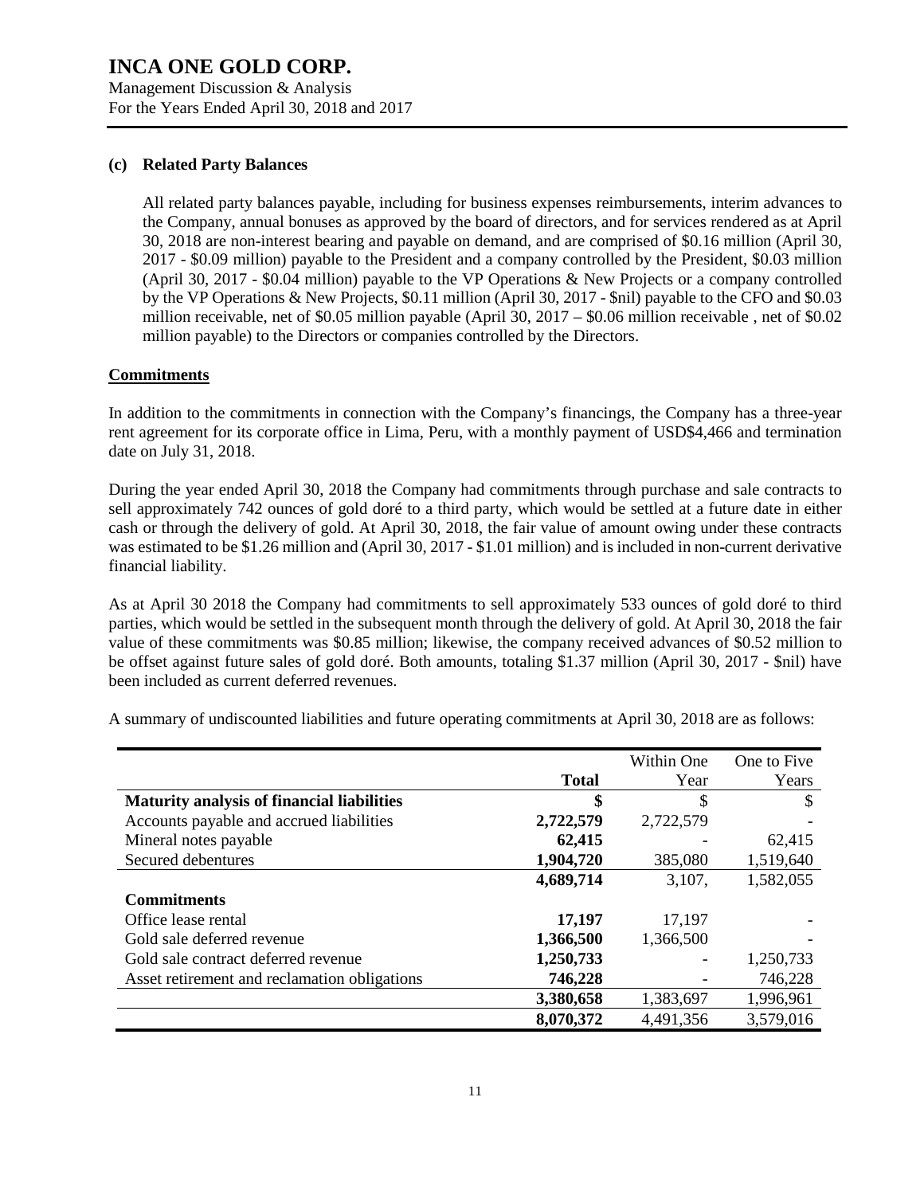### (c) Related Party Balances

All related party balances payable, including for business expenses reimbursements, interim advances to the Company, annual bonuses as approved by the board of directors, and for services rendered as at April 30, 2018 are non-interest bearing and payable on demand, and are comprised of \$0.16 million (April 30, 2017 - \$0.09 million) payable to the President and a company controlled by the President, \$0.03 million (April 30, 2017 - \$0.04 million) payable to the VP Operations & New Projects or a company controlled by the VP Operations & New Projects, \$0.11 million (April 30, 2017 - \$nil) payable to the CFO and \$0.03 million receivable, net of \$0.05 million payable (April 30, 2017 – \$0.06 million receivable , net of \$0.02 million payable) to the Directors or companies controlled by the Directors.

## Commitments

In addition to the commitments in connection with the Company's financings, the Company has a three-year rent agreement for its corporate office in Lima, Peru, with a monthly payment of USD\$4,466 and termination date on July 31, 2018.

During the year ended April 30, 2018 the Company had commitments through purchase and sale contracts to sell approximately 742 ounces of gold doré to a third party, which would be settled at a future date in either cash or through the delivery of gold. At April 30, 2018, the fair value of amount owing under these contracts was estimated to be \$1.26 million and (April 30, 2017 - \$1.01 million) and is included in non-current derivative financial liability.

As at April 30 2018 the Company had commitments to sell approximately 533 ounces of gold doré to third parties, which would be settled in the subsequent month through the delivery of gold. At April 30, 2018 the fair value of these commitments was \$0.85 million; likewise, the company received advances of \$0.52 million to be offset against future sales of gold doré. Both amounts, totaling \$1.37 million (April 30, 2017 - \$nil) have been included as current deferred revenues.

A summary of undiscounted liabilities and future operating commitments at April 30, 2018 are as follows:

| | Total | Within One Year | One to Five Years |
|---|---|---|---|
| **Maturity analysis of financial liabilities** | **\$** | \$ | \$ |
| Accounts payable and accrued liabilities | **2,722,579** | 2,722,579 | - |
| Mineral notes payable | **62,415** | - | 62,415 |
| Secured debentures | **1,904,720** | 385,080 | 1,519,640 |
| | **4,689,714** | 3,107, | 1,582,055 |
| **Commitments** | | | |
| Office lease rental | **17,197** | 17,197 | - |
| Gold sale deferred revenue | **1,366,500** | 1,366,500 | - |
| Gold sale contract deferred revenue | **1,250,733** | - | 1,250,733 |
| Asset retirement and reclamation obligations | **746,228** | - | 746,228 |
| | **3,380,658** | 1,383,697 | 1,996,961 |
| | **8,070,372** | 4,491,356 | 3,579,016 |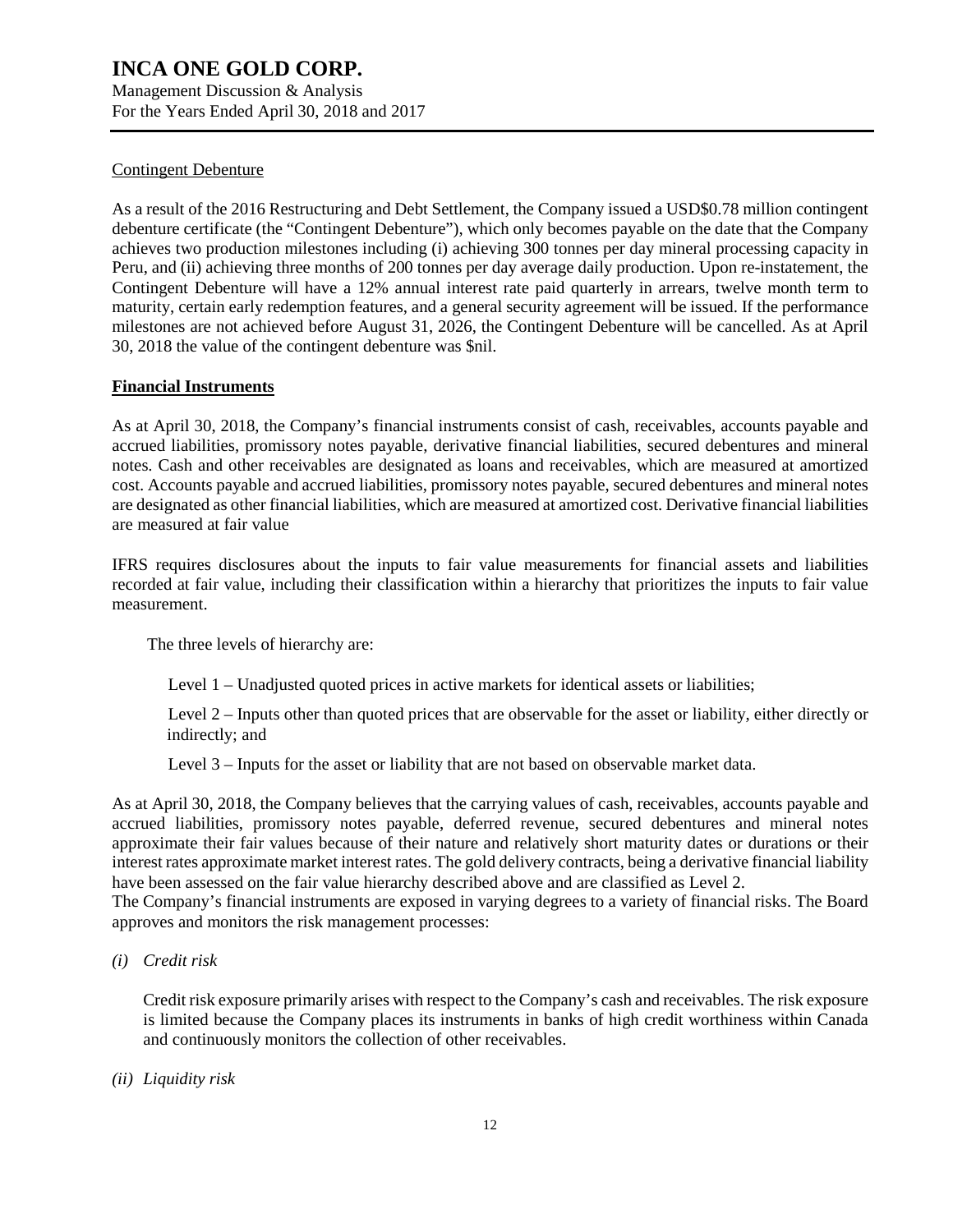Contingent Debenture

As a result of the 2016 Restructuring and Debt Settlement, the Company issued a USD$0.78 million contingent debenture certificate (the "Contingent Debenture"), which only becomes payable on the date that the Company achieves two production milestones including (i) achieving 300 tonnes per day mineral processing capacity in Peru, and (ii) achieving three months of 200 tonnes per day average daily production. Upon re-instatement, the Contingent Debenture will have a 12% annual interest rate paid quarterly in arrears, twelve month term to maturity, certain early redemption features, and a general security agreement will be issued. If the performance milestones are not achieved before August 31, 2026, the Contingent Debenture will be cancelled. As at April 30, 2018 the value of the contingent debenture was $nil.

## Financial Instruments

As at April 30, 2018, the Company's financial instruments consist of cash, receivables, accounts payable and accrued liabilities, promissory notes payable, derivative financial liabilities, secured debentures and mineral notes. Cash and other receivables are designated as loans and receivables, which are measured at amortized cost. Accounts payable and accrued liabilities, promissory notes payable, secured debentures and mineral notes are designated as other financial liabilities, which are measured at amortized cost. Derivative financial liabilities are measured at fair value

IFRS requires disclosures about the inputs to fair value measurements for financial assets and liabilities recorded at fair value, including their classification within a hierarchy that prioritizes the inputs to fair value measurement.

The three levels of hierarchy are:

Level 1 – Unadjusted quoted prices in active markets for identical assets or liabilities;

Level 2 – Inputs other than quoted prices that are observable for the asset or liability, either directly or indirectly; and

Level 3 – Inputs for the asset or liability that are not based on observable market data.

As at April 30, 2018, the Company believes that the carrying values of cash, receivables, accounts payable and accrued liabilities, promissory notes payable, deferred revenue, secured debentures and mineral notes approximate their fair values because of their nature and relatively short maturity dates or durations or their interest rates approximate market interest rates. The gold delivery contracts, being a derivative financial liability have been assessed on the fair value hierarchy described above and are classified as Level 2.

The Company's financial instruments are exposed in varying degrees to a variety of financial risks. The Board approves and monitors the risk management processes:

*(i) Credit risk*

Credit risk exposure primarily arises with respect to the Company's cash and receivables. The risk exposure is limited because the Company places its instruments in banks of high credit worthiness within Canada and continuously monitors the collection of other receivables.

*(ii) Liquidity risk*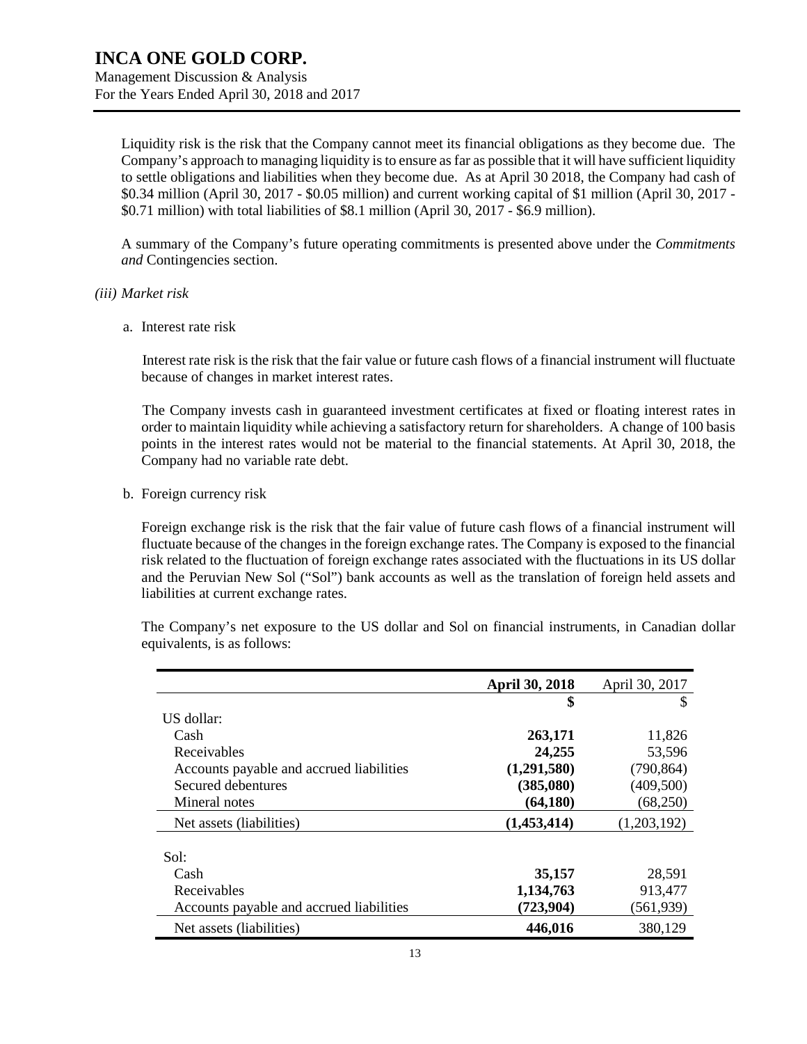Liquidity risk is the risk that the Company cannot meet its financial obligations as they become due. The Company's approach to managing liquidity is to ensure as far as possible that it will have sufficient liquidity to settle obligations and liabilities when they become due. As at April 30 2018, the Company had cash of \$0.34 million (April 30, 2017 - \$0.05 million) and current working capital of \$1 million (April 30, 2017 - \$0.71 million) with total liabilities of \$8.1 million (April 30, 2017 - \$6.9 million).

A summary of the Company's future operating commitments is presented above under the *Commitments and* Contingencies section.

*(iii) Market risk*

a. Interest rate risk

Interest rate risk is the risk that the fair value or future cash flows of a financial instrument will fluctuate because of changes in market interest rates.

The Company invests cash in guaranteed investment certificates at fixed or floating interest rates in order to maintain liquidity while achieving a satisfactory return for shareholders. A change of 100 basis points in the interest rates would not be material to the financial statements. At April 30, 2018, the Company had no variable rate debt.

b. Foreign currency risk

Foreign exchange risk is the risk that the fair value of future cash flows of a financial instrument will fluctuate because of the changes in the foreign exchange rates. The Company is exposed to the financial risk related to the fluctuation of foreign exchange rates associated with the fluctuations in its US dollar and the Peruvian New Sol ("Sol") bank accounts as well as the translation of foreign held assets and liabilities at current exchange rates.

The Company's net exposure to the US dollar and Sol on financial instruments, in Canadian dollar equivalents, is as follows:

| | **April 30, 2018** | April 30, 2017 |
|---|---|---|
| | **$** | $ |
| US dollar: | | |
| Cash | **263,171** | 11,826 |
| Receivables | **24,255** | 53,596 |
| Accounts payable and accrued liabilities | **(1,291,580)** | (790,864) |
| Secured debentures | **(385,080)** | (409,500) |
| Mineral notes | **(64,180)** | (68,250) |
| Net assets (liabilities) | **(1,453,414)** | (1,203,192) |
| Sol: | | |
| Cash | **35,157** | 28,591 |
| Receivables | **1,134,763** | 913,477 |
| Accounts payable and accrued liabilities | **(723,904)** | (561,939) |
| Net assets (liabilities) | **446,016** | 380,129 |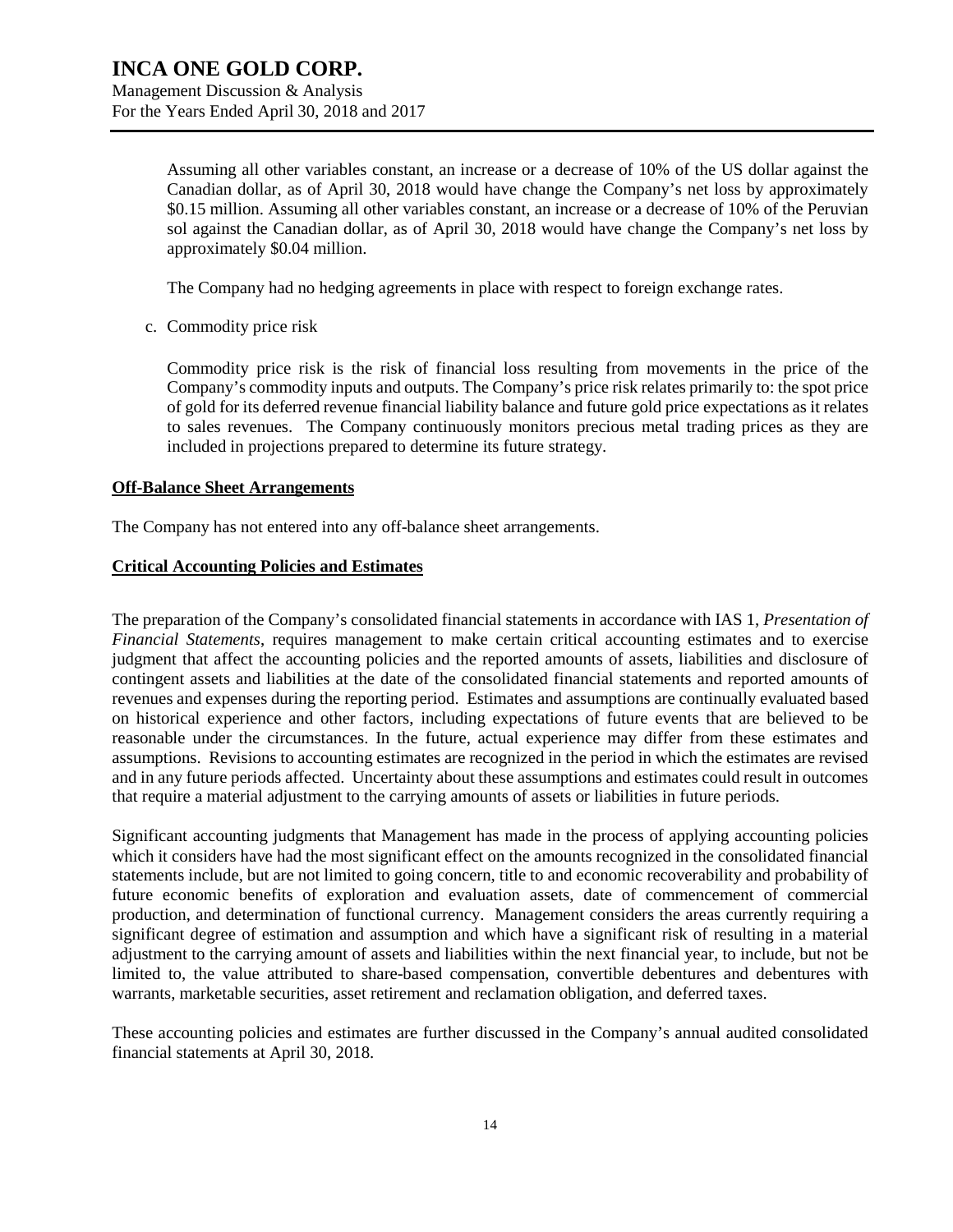Assuming all other variables constant, an increase or a decrease of 10% of the US dollar against the Canadian dollar, as of April 30, 2018 would have change the Company's net loss by approximately $0.15 million. Assuming all other variables constant, an increase or a decrease of 10% of the Peruvian sol against the Canadian dollar, as of April 30, 2018 would have change the Company's net loss by approximately $0.04 million.

The Company had no hedging agreements in place with respect to foreign exchange rates.

c. Commodity price risk

Commodity price risk is the risk of financial loss resulting from movements in the price of the Company's commodity inputs and outputs. The Company's price risk relates primarily to: the spot price of gold for its deferred revenue financial liability balance and future gold price expectations as it relates to sales revenues. The Company continuously monitors precious metal trading prices as they are included in projections prepared to determine its future strategy.

## Off-Balance Sheet Arrangements

The Company has not entered into any off-balance sheet arrangements.

## Critical Accounting Policies and Estimates

The preparation of the Company's consolidated financial statements in accordance with IAS 1, *Presentation of Financial Statements*, requires management to make certain critical accounting estimates and to exercise judgment that affect the accounting policies and the reported amounts of assets, liabilities and disclosure of contingent assets and liabilities at the date of the consolidated financial statements and reported amounts of revenues and expenses during the reporting period. Estimates and assumptions are continually evaluated based on historical experience and other factors, including expectations of future events that are believed to be reasonable under the circumstances. In the future, actual experience may differ from these estimates and assumptions. Revisions to accounting estimates are recognized in the period in which the estimates are revised and in any future periods affected. Uncertainty about these assumptions and estimates could result in outcomes that require a material adjustment to the carrying amounts of assets or liabilities in future periods.

Significant accounting judgments that Management has made in the process of applying accounting policies which it considers have had the most significant effect on the amounts recognized in the consolidated financial statements include, but are not limited to going concern, title to and economic recoverability and probability of future economic benefits of exploration and evaluation assets, date of commencement of commercial production, and determination of functional currency. Management considers the areas currently requiring a significant degree of estimation and assumption and which have a significant risk of resulting in a material adjustment to the carrying amount of assets and liabilities within the next financial year, to include, but not be limited to, the value attributed to share-based compensation, convertible debentures and debentures with warrants, marketable securities, asset retirement and reclamation obligation, and deferred taxes.

These accounting policies and estimates are further discussed in the Company's annual audited consolidated financial statements at April 30, 2018.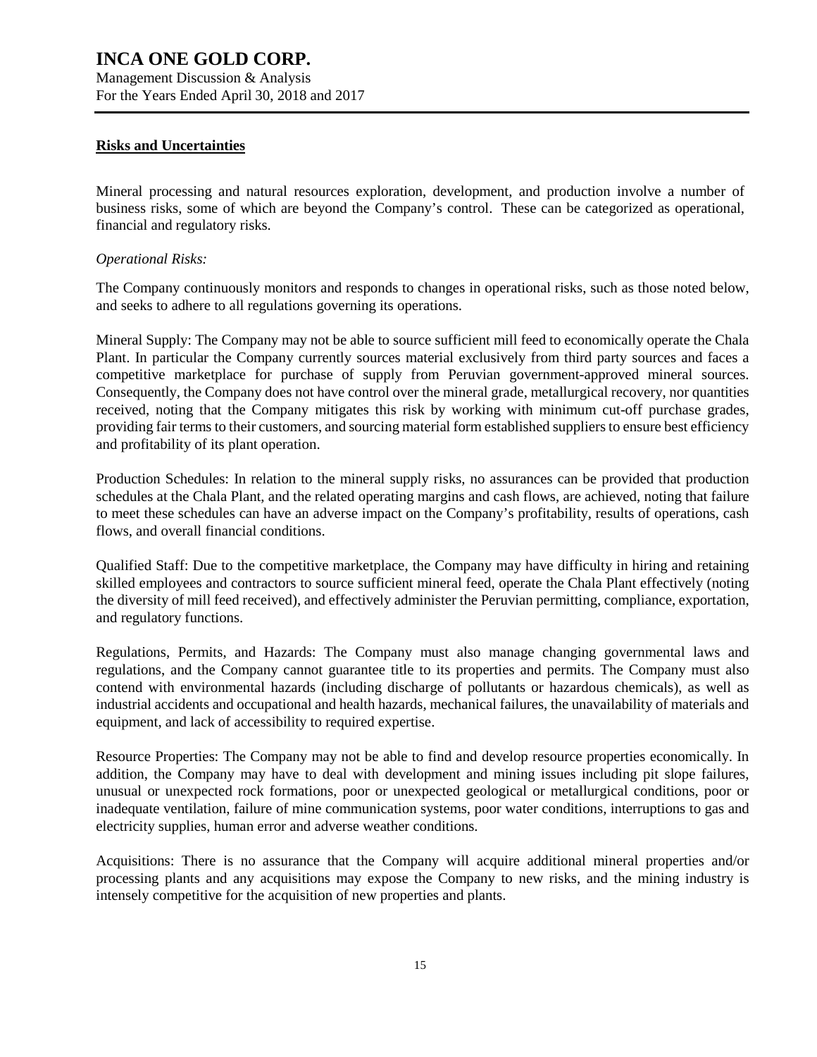## Risks and Uncertainties

Mineral processing and natural resources exploration, development, and production involve a number of business risks, some of which are beyond the Company's control. These can be categorized as operational, financial and regulatory risks.

*Operational Risks:*

The Company continuously monitors and responds to changes in operational risks, such as those noted below, and seeks to adhere to all regulations governing its operations.

Mineral Supply: The Company may not be able to source sufficient mill feed to economically operate the Chala Plant. In particular the Company currently sources material exclusively from third party sources and faces a competitive marketplace for purchase of supply from Peruvian government-approved mineral sources. Consequently, the Company does not have control over the mineral grade, metallurgical recovery, nor quantities received, noting that the Company mitigates this risk by working with minimum cut-off purchase grades, providing fair terms to their customers, and sourcing material form established suppliers to ensure best efficiency and profitability of its plant operation.

Production Schedules: In relation to the mineral supply risks, no assurances can be provided that production schedules at the Chala Plant, and the related operating margins and cash flows, are achieved, noting that failure to meet these schedules can have an adverse impact on the Company's profitability, results of operations, cash flows, and overall financial conditions.

Qualified Staff: Due to the competitive marketplace, the Company may have difficulty in hiring and retaining skilled employees and contractors to source sufficient mineral feed, operate the Chala Plant effectively (noting the diversity of mill feed received), and effectively administer the Peruvian permitting, compliance, exportation, and regulatory functions.

Regulations, Permits, and Hazards: The Company must also manage changing governmental laws and regulations, and the Company cannot guarantee title to its properties and permits. The Company must also contend with environmental hazards (including discharge of pollutants or hazardous chemicals), as well as industrial accidents and occupational and health hazards, mechanical failures, the unavailability of materials and equipment, and lack of accessibility to required expertise.

Resource Properties: The Company may not be able to find and develop resource properties economically. In addition, the Company may have to deal with development and mining issues including pit slope failures, unusual or unexpected rock formations, poor or unexpected geological or metallurgical conditions, poor or inadequate ventilation, failure of mine communication systems, poor water conditions, interruptions to gas and electricity supplies, human error and adverse weather conditions.

Acquisitions: There is no assurance that the Company will acquire additional mineral properties and/or processing plants and any acquisitions may expose the Company to new risks, and the mining industry is intensely competitive for the acquisition of new properties and plants.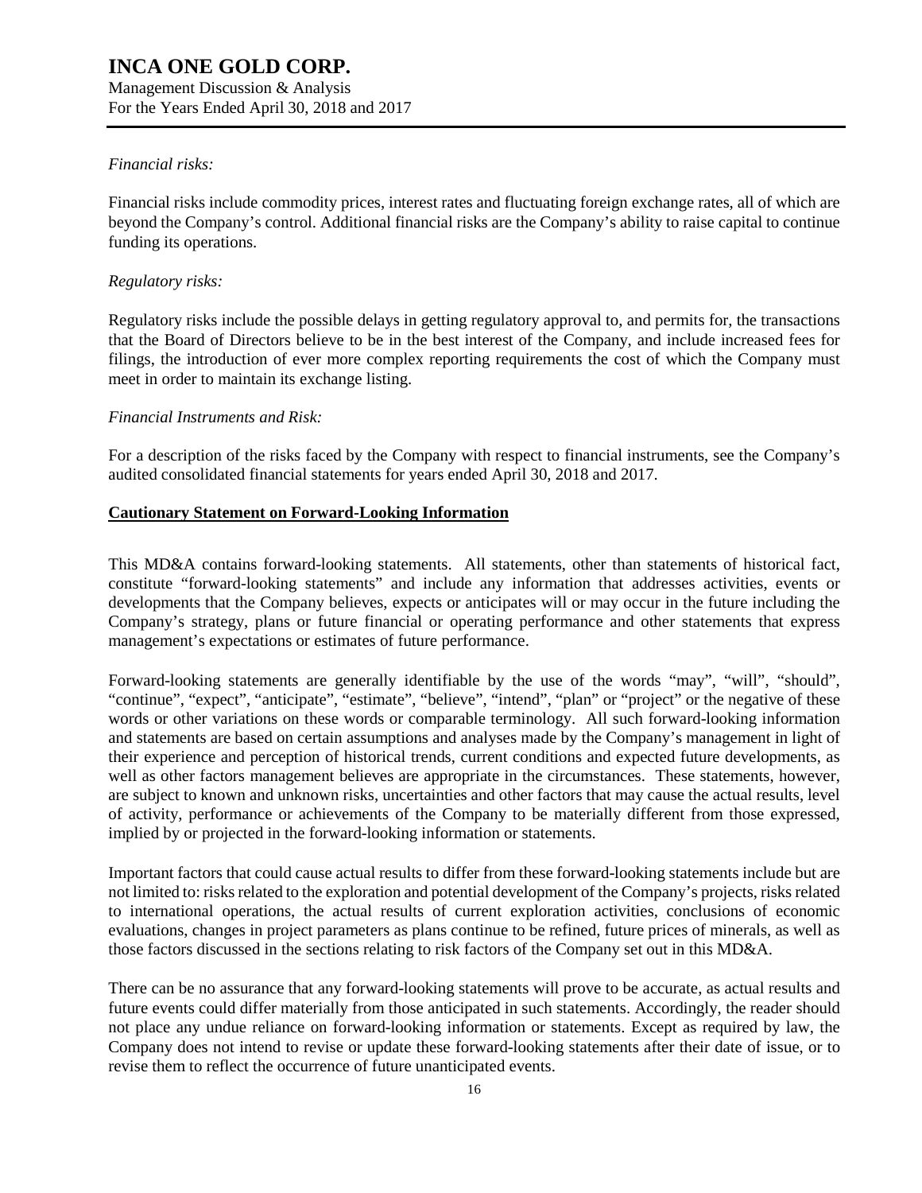*Financial risks:*

Financial risks include commodity prices, interest rates and fluctuating foreign exchange rates, all of which are beyond the Company's control. Additional financial risks are the Company's ability to raise capital to continue funding its operations.

*Regulatory risks:*

Regulatory risks include the possible delays in getting regulatory approval to, and permits for, the transactions that the Board of Directors believe to be in the best interest of the Company, and include increased fees for filings, the introduction of ever more complex reporting requirements the cost of which the Company must meet in order to maintain its exchange listing.

*Financial Instruments and Risk:*

For a description of the risks faced by the Company with respect to financial instruments, see the Company's audited consolidated financial statements for years ended April 30, 2018 and 2017.

## Cautionary Statement on Forward-Looking Information

This MD&A contains forward-looking statements. All statements, other than statements of historical fact, constitute "forward-looking statements" and include any information that addresses activities, events or developments that the Company believes, expects or anticipates will or may occur in the future including the Company's strategy, plans or future financial or operating performance and other statements that express management's expectations or estimates of future performance.

Forward-looking statements are generally identifiable by the use of the words "may", "will", "should", "continue", "expect", "anticipate", "estimate", "believe", "intend", "plan" or "project" or the negative of these words or other variations on these words or comparable terminology. All such forward-looking information and statements are based on certain assumptions and analyses made by the Company's management in light of their experience and perception of historical trends, current conditions and expected future developments, as well as other factors management believes are appropriate in the circumstances. These statements, however, are subject to known and unknown risks, uncertainties and other factors that may cause the actual results, level of activity, performance or achievements of the Company to be materially different from those expressed, implied by or projected in the forward-looking information or statements.

Important factors that could cause actual results to differ from these forward-looking statements include but are not limited to: risks related to the exploration and potential development of the Company's projects, risks related to international operations, the actual results of current exploration activities, conclusions of economic evaluations, changes in project parameters as plans continue to be refined, future prices of minerals, as well as those factors discussed in the sections relating to risk factors of the Company set out in this MD&A.

There can be no assurance that any forward-looking statements will prove to be accurate, as actual results and future events could differ materially from those anticipated in such statements. Accordingly, the reader should not place any undue reliance on forward-looking information or statements. Except as required by law, the Company does not intend to revise or update these forward-looking statements after their date of issue, or to revise them to reflect the occurrence of future unanticipated events.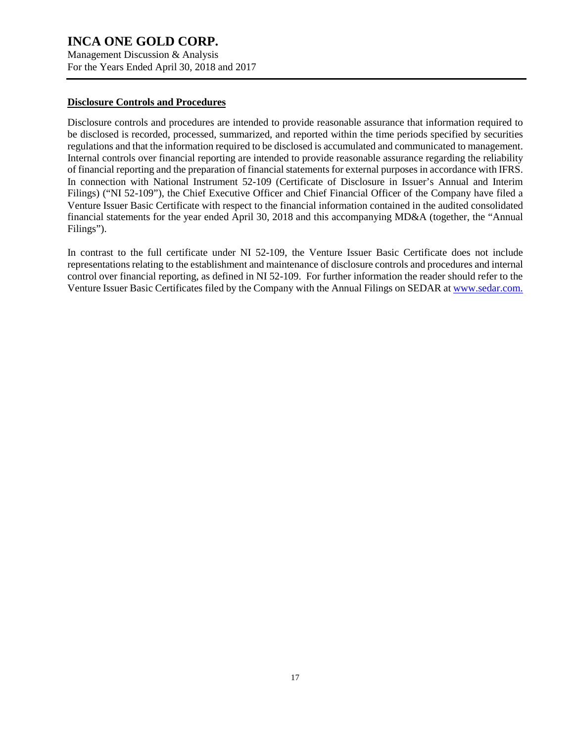## Disclosure Controls and Procedures

Disclosure controls and procedures are intended to provide reasonable assurance that information required to be disclosed is recorded, processed, summarized, and reported within the time periods specified by securities regulations and that the information required to be disclosed is accumulated and communicated to management. Internal controls over financial reporting are intended to provide reasonable assurance regarding the reliability of financial reporting and the preparation of financial statements for external purposes in accordance with IFRS. In connection with National Instrument 52-109 (Certificate of Disclosure in Issuer's Annual and Interim Filings) ("NI 52-109"), the Chief Executive Officer and Chief Financial Officer of the Company have filed a Venture Issuer Basic Certificate with respect to the financial information contained in the audited consolidated financial statements for the year ended April 30, 2018 and this accompanying MD&A (together, the "Annual Filings").

In contrast to the full certificate under NI 52-109, the Venture Issuer Basic Certificate does not include representations relating to the establishment and maintenance of disclosure controls and procedures and internal control over financial reporting, as defined in NI 52-109. For further information the reader should refer to the Venture Issuer Basic Certificates filed by the Company with the Annual Filings on SEDAR at www.sedar.com.